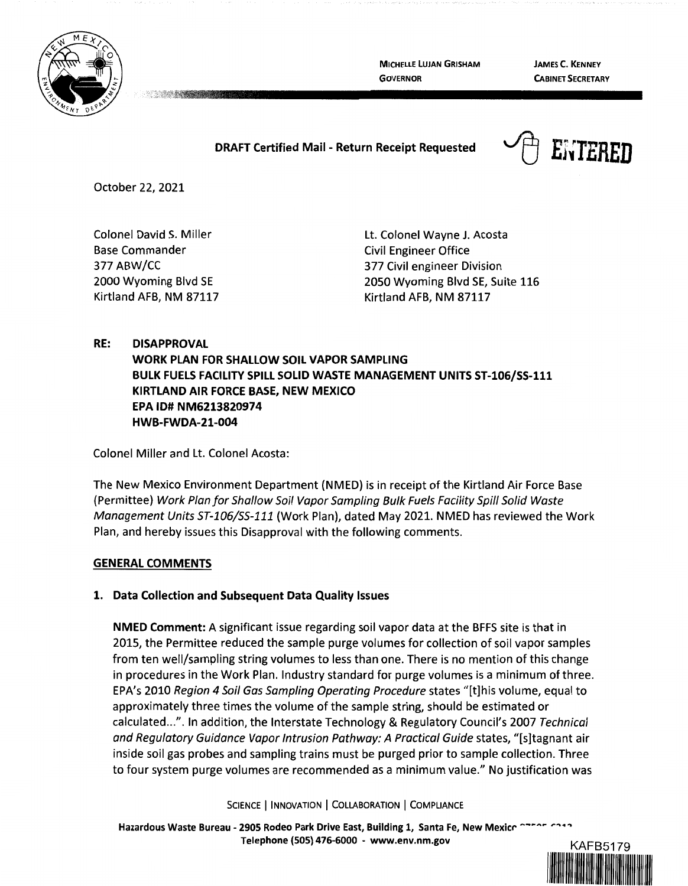MICHELLE LUJAN GRISHAM
GOVERNOR

JAMES C. KENNEY
CABINET SECRETARY

**DRAFT Certified Mail - Return Receipt Requested**

ENTERED

October 22, 2021

Colonel David S. Miller
Base Commander
377 ABW/CC
2000 Wyoming Blvd SE
Kirtland AFB, NM 87117

Lt. Colonel Wayne J. Acosta
Civil Engineer Office
377 Civil engineer Division
2050 Wyoming Blvd SE, Suite 116
Kirtland AFB, NM 87117

**RE: DISAPPROVAL**
**WORK PLAN FOR SHALLOW SOIL VAPOR SAMPLING**
**BULK FUELS FACILITY SPILL SOLID WASTE MANAGEMENT UNITS ST-106/SS-111**
**KIRTLAND AIR FORCE BASE, NEW MEXICO**
**EPA ID# NM6213820974**
**HWB-FWDA-21-004**

Colonel Miller and Lt. Colonel Acosta:

The New Mexico Environment Department (NMED) is in receipt of the Kirtland Air Force Base (Permittee) *Work Plan for Shallow Soil Vapor Sampling Bulk Fuels Facility Spill Solid Waste Management Units ST-106/SS-111* (Work Plan), dated May 2021. NMED has reviewed the Work Plan, and hereby issues this Disapproval with the following comments.

## GENERAL COMMENTS

### 1. Data Collection and Subsequent Data Quality Issues

**NMED Comment:** A significant issue regarding soil vapor data at the BFFS site is that in 2015, the Permittee reduced the sample purge volumes for collection of soil vapor samples from ten well/sampling string volumes to less than one. There is no mention of this change in procedures in the Work Plan. Industry standard for purge volumes is a minimum of three. EPA's 2010 *Region 4 Soil Gas Sampling Operating Procedure* states "[t]his volume, equal to approximately three times the volume of the sample string, should be estimated or calculated...". In addition, the Interstate Technology & Regulatory Council's 2007 *Technical and Regulatory Guidance Vapor Intrusion Pathway: A Practical Guide* states, "[s]tagnant air inside soil gas probes and sampling trains must be purged prior to sample collection. Three to four system purge volumes are recommended as a minimum value." No justification was

SCIENCE | INNOVATION | COLLABORATION | COMPLIANCE

Hazardous Waste Bureau - 2905 Rodeo Park Drive East, Building 1, Santa Fe, New Mexico
Telephone (505) 476-6000 - www.env.nm.gov

KAFB5179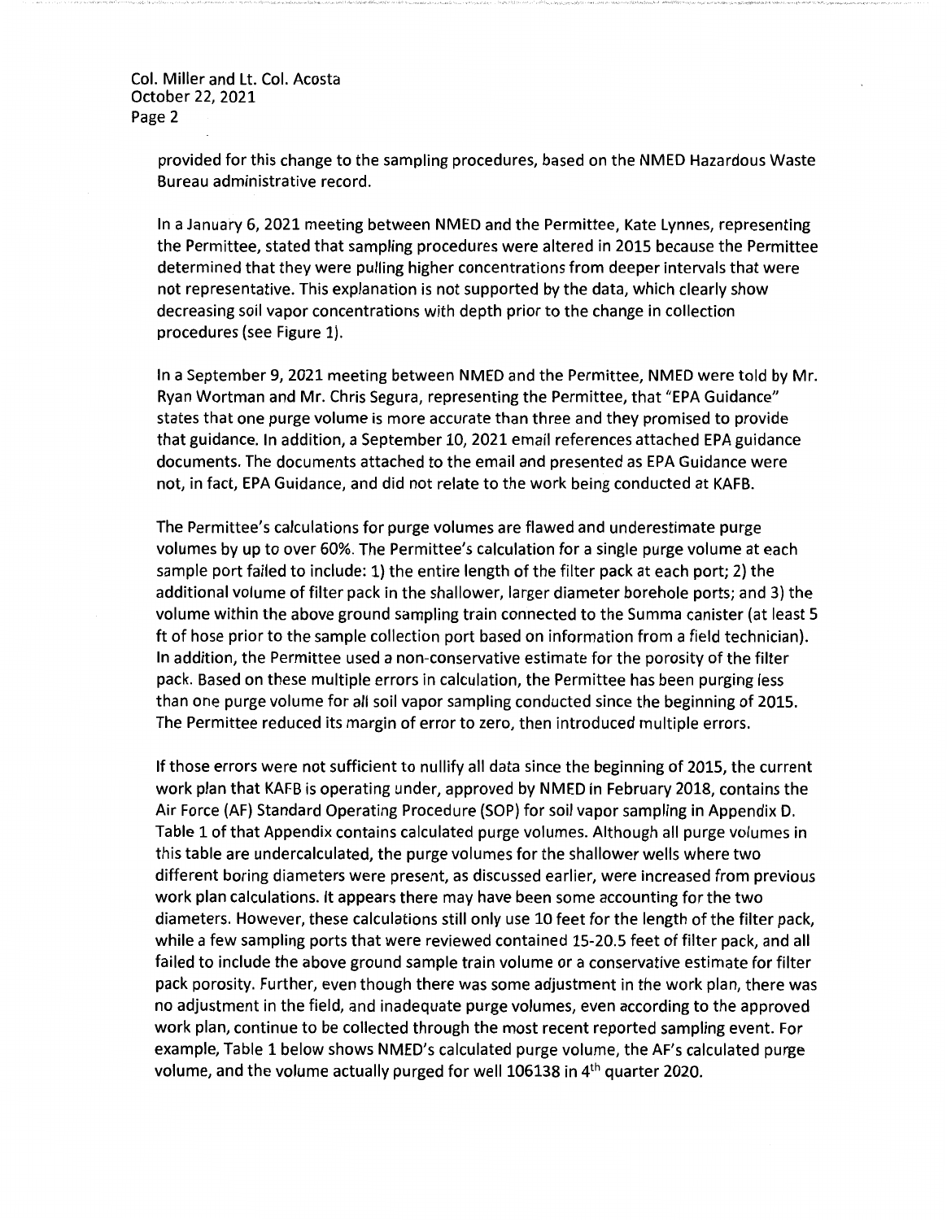provided for this change to the sampling procedures, based on the NMED Hazardous Waste Bureau administrative record.

In a January 6, 2021 meeting between NMED and the Permittee, Kate Lynnes, representing the Permittee, stated that sampling procedures were altered in 2015 because the Permittee determined that they were pulling higher concentrations from deeper intervals that were not representative. This explanation is not supported by the data, which clearly show decreasing soil vapor concentrations with depth prior to the change in collection procedures (see Figure 1).

In a September 9, 2021 meeting between NMED and the Permittee, NMED were told by Mr. Ryan Wortman and Mr. Chris Segura, representing the Permittee, that "EPA Guidance" states that one purge volume is more accurate than three and they promised to provide that guidance. In addition, a September 10, 2021 email references attached EPA guidance documents. The documents attached to the email and presented as EPA Guidance were not, in fact, EPA Guidance, and did not relate to the work being conducted at KAFB.

The Permittee's calculations for purge volumes are flawed and underestimate purge volumes by up to over 60%. The Permittee's calculation for a single purge volume at each sample port failed to include: 1) the entire length of the filter pack at each port; 2) the additional volume of filter pack in the shallower, larger diameter borehole ports; and 3) the volume within the above ground sampling train connected to the Summa canister (at least 5 ft of hose prior to the sample collection port based on information from a field technician). In addition, the Permittee used a non-conservative estimate for the porosity of the filter pack. Based on these multiple errors in calculation, the Permittee has been purging less than one purge volume for all soil vapor sampling conducted since the beginning of 2015. The Permittee reduced its margin of error to zero, then introduced multiple errors.

If those errors were not sufficient to nullify all data since the beginning of 2015, the current work plan that KAFB is operating under, approved by NMED in February 2018, contains the Air Force (AF) Standard Operating Procedure (SOP) for soil vapor sampling in Appendix D. Table 1 of that Appendix contains calculated purge volumes. Although all purge volumes in this table are undercalculated, the purge volumes for the shallower wells where two different boring diameters were present, as discussed earlier, were increased from previous work plan calculations. It appears there may have been some accounting for the two diameters. However, these calculations still only use 10 feet for the length of the filter pack, while a few sampling ports that were reviewed contained 15-20.5 feet of filter pack, and all failed to include the above ground sample train volume or a conservative estimate for filter pack porosity. Further, even though there was some adjustment in the work plan, there was no adjustment in the field, and inadequate purge volumes, even according to the approved work plan, continue to be collected through the most recent reported sampling event. For example, Table 1 below shows NMED's calculated purge volume, the AF's calculated purge volume, and the volume actually purged for well 106138 in 4th quarter 2020.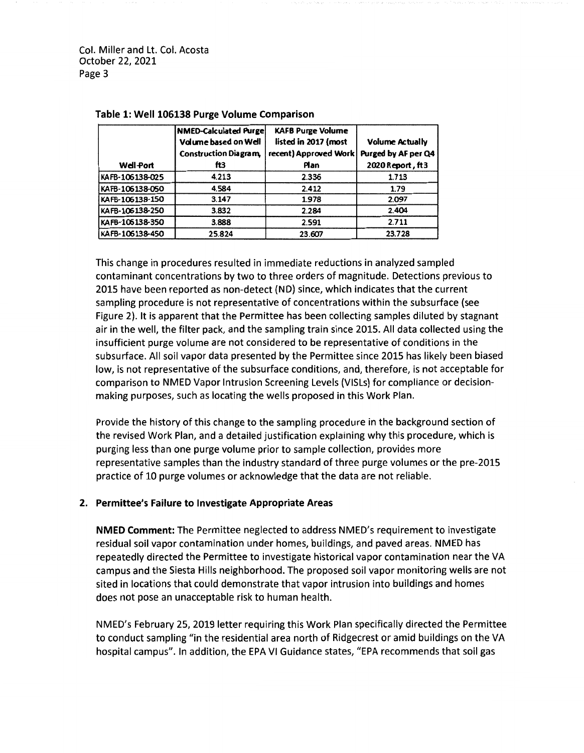**Table 1: Well 106138 Purge Volume Comparison**

| Well-Port | NMED-Calculated Purge Volume based on Well Construction Diagram, ft3 | KAFB Purge Volume listed in 2017 (most recent) Approved Work Plan | Volume Actually Purged by AF per Q4 2020 Report, ft3 |
|---|---|---|---|
| KAFB-106138-025 | 4.213 | 2.336 | 1.713 |
| KAFB-106138-050 | 4.584 | 2.412 | 1.79 |
| KAFB-106138-150 | 3.147 | 1.978 | 2.097 |
| KAFB-106138-250 | 3.832 | 2.284 | 2.404 |
| KAFB-106138-350 | 3.888 | 2.591 | 2.711 |
| KAFB-106138-450 | 25.824 | 23.607 | 23.728 |

This change in procedures resulted in immediate reductions in analyzed sampled contaminant concentrations by two to three orders of magnitude. Detections previous to 2015 have been reported as non-detect (ND) since, which indicates that the current sampling procedure is not representative of concentrations within the subsurface (see Figure 2). It is apparent that the Permittee has been collecting samples diluted by stagnant air in the well, the filter pack, and the sampling train since 2015. All data collected using the insufficient purge volume are not considered to be representative of conditions in the subsurface. All soil vapor data presented by the Permittee since 2015 has likely been biased low, is not representative of the subsurface conditions, and, therefore, is not acceptable for comparison to NMED Vapor Intrusion Screening Levels (VISLs) for compliance or decision-making purposes, such as locating the wells proposed in this Work Plan.

Provide the history of this change to the sampling procedure in the background section of the revised Work Plan, and a detailed justification explaining why this procedure, which is purging less than one purge volume prior to sample collection, provides more representative samples than the industry standard of three purge volumes or the pre-2015 practice of 10 purge volumes or acknowledge that the data are not reliable.

## 2. Permittee's Failure to Investigate Appropriate Areas

**NMED Comment:** The Permittee neglected to address NMED's requirement to investigate residual soil vapor contamination under homes, buildings, and paved areas. NMED has repeatedly directed the Permittee to investigate historical vapor contamination near the VA campus and the Siesta Hills neighborhood. The proposed soil vapor monitoring wells are not sited in locations that could demonstrate that vapor intrusion into buildings and homes does not pose an unacceptable risk to human health.

NMED's February 25, 2019 letter requiring this Work Plan specifically directed the Permittee to conduct sampling "in the residential area north of Ridgecrest or amid buildings on the VA hospital campus". In addition, the EPA VI Guidance states, "EPA recommends that soil gas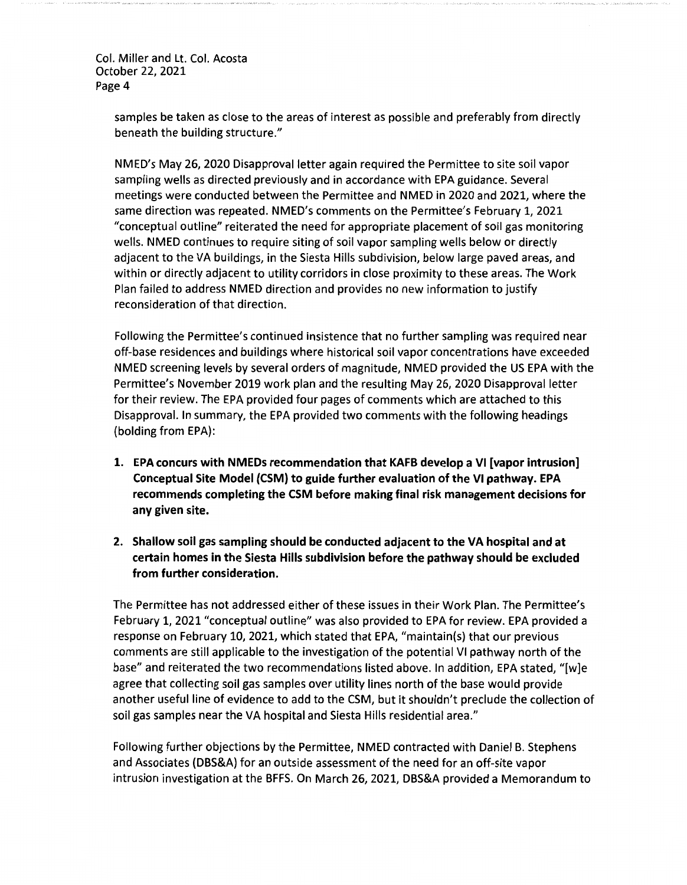samples be taken as close to the areas of interest as possible and preferably from directly beneath the building structure."

NMED's May 26, 2020 Disapproval letter again required the Permittee to site soil vapor sampling wells as directed previously and in accordance with EPA guidance. Several meetings were conducted between the Permittee and NMED in 2020 and 2021, where the same direction was repeated. NMED's comments on the Permittee's February 1, 2021 "conceptual outline" reiterated the need for appropriate placement of soil gas monitoring wells. NMED continues to require siting of soil vapor sampling wells below or directly adjacent to the VA buildings, in the Siesta Hills subdivision, below large paved areas, and within or directly adjacent to utility corridors in close proximity to these areas. The Work Plan failed to address NMED direction and provides no new information to justify reconsideration of that direction.

Following the Permittee's continued insistence that no further sampling was required near off-base residences and buildings where historical soil vapor concentrations have exceeded NMED screening levels by several orders of magnitude, NMED provided the US EPA with the Permittee's November 2019 work plan and the resulting May 26, 2020 Disapproval letter for their review. The EPA provided four pages of comments which are attached to this Disapproval. In summary, the EPA provided two comments with the following headings (bolding from EPA):

1. **EPA concurs with NMEDs recommendation that KAFB develop a VI [vapor intrusion] Conceptual Site Model (CSM) to guide further evaluation of the VI pathway. EPA recommends completing the CSM before making final risk management decisions for any given site.**

2. **Shallow soil gas sampling should be conducted adjacent to the VA hospital and at certain homes in the Siesta Hills subdivision before the pathway should be excluded from further consideration.**

The Permittee has not addressed either of these issues in their Work Plan. The Permittee's February 1, 2021 "conceptual outline" was also provided to EPA for review. EPA provided a response on February 10, 2021, which stated that EPA, "maintain(s) that our previous comments are still applicable to the investigation of the potential VI pathway north of the base" and reiterated the two recommendations listed above. In addition, EPA stated, "[w]e agree that collecting soil gas samples over utility lines north of the base would provide another useful line of evidence to add to the CSM, but it shouldn't preclude the collection of soil gas samples near the VA hospital and Siesta Hills residential area."

Following further objections by the Permittee, NMED contracted with Daniel B. Stephens and Associates (DBS&A) for an outside assessment of the need for an off-site vapor intrusion investigation at the BFFS. On March 26, 2021, DBS&A provided a Memorandum to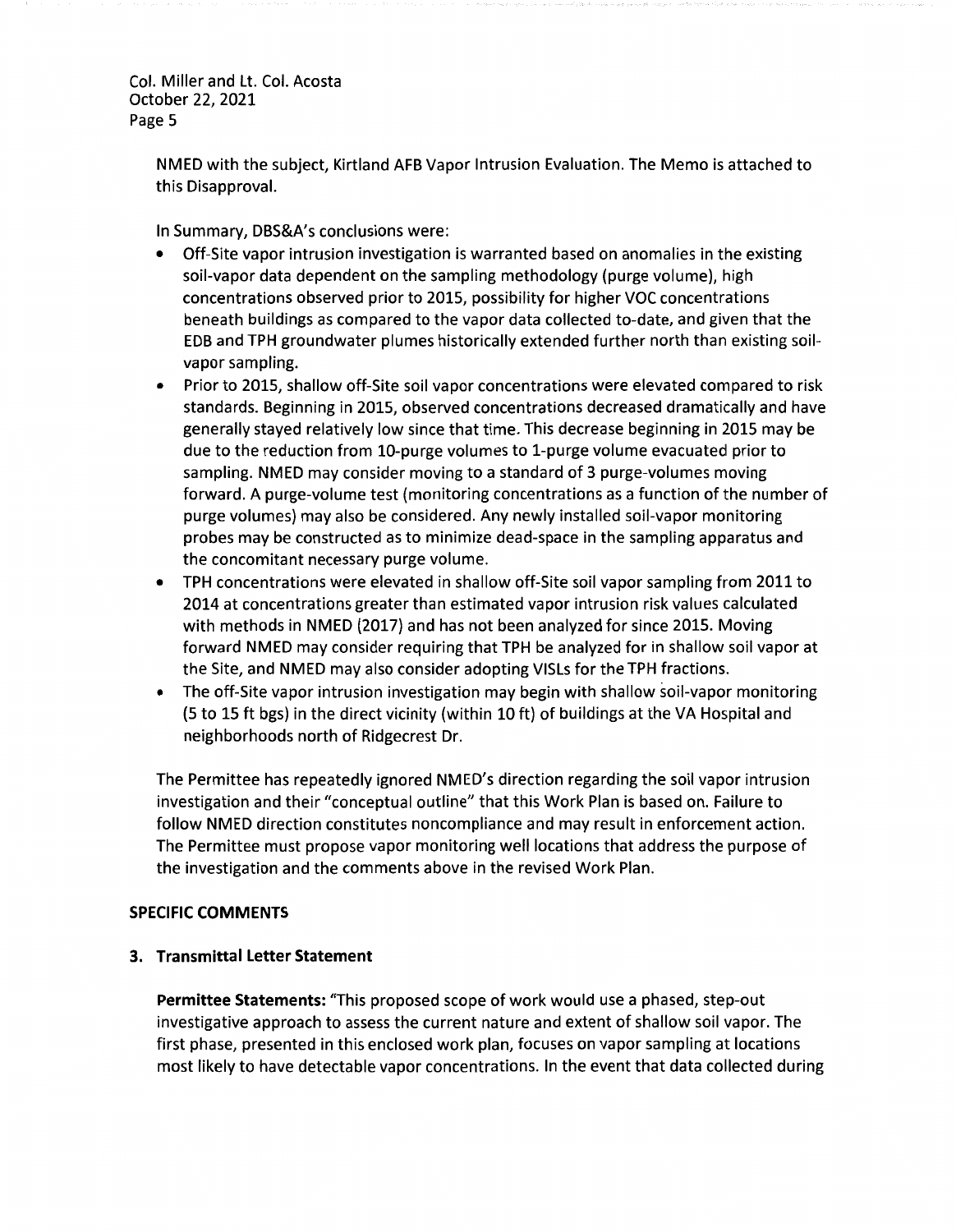NMED with the subject, Kirtland AFB Vapor Intrusion Evaluation. The Memo is attached to this Disapproval.

In Summary, DBS&A's conclusions were:

- Off-Site vapor intrusion investigation is warranted based on anomalies in the existing soil-vapor data dependent on the sampling methodology (purge volume), high concentrations observed prior to 2015, possibility for higher VOC concentrations beneath buildings as compared to the vapor data collected to-date, and given that the EDB and TPH groundwater plumes historically extended further north than existing soil-vapor sampling.
- Prior to 2015, shallow off-Site soil vapor concentrations were elevated compared to risk standards. Beginning in 2015, observed concentrations decreased dramatically and have generally stayed relatively low since that time. This decrease beginning in 2015 may be due to the reduction from 10-purge volumes to 1-purge volume evacuated prior to sampling. NMED may consider moving to a standard of 3 purge-volumes moving forward. A purge-volume test (monitoring concentrations as a function of the number of purge volumes) may also be considered. Any newly installed soil-vapor monitoring probes may be constructed as to minimize dead-space in the sampling apparatus and the concomitant necessary purge volume.
- TPH concentrations were elevated in shallow off-Site soil vapor sampling from 2011 to 2014 at concentrations greater than estimated vapor intrusion risk values calculated with methods in NMED (2017) and has not been analyzed for since 2015. Moving forward NMED may consider requiring that TPH be analyzed for in shallow soil vapor at the Site, and NMED may also consider adopting VISLs for the TPH fractions.
- The off-Site vapor intrusion investigation may begin with shallow soil-vapor monitoring (5 to 15 ft bgs) in the direct vicinity (within 10 ft) of buildings at the VA Hospital and neighborhoods north of Ridgecrest Dr.

The Permittee has repeatedly ignored NMED's direction regarding the soil vapor intrusion investigation and their "conceptual outline" that this Work Plan is based on. Failure to follow NMED direction constitutes noncompliance and may result in enforcement action. The Permittee must propose vapor monitoring well locations that address the purpose of the investigation and the comments above in the revised Work Plan.

## SPECIFIC COMMENTS

### 3. Transmittal Letter Statement

**Permittee Statements:** "This proposed scope of work would use a phased, step-out investigative approach to assess the current nature and extent of shallow soil vapor. The first phase, presented in this enclosed work plan, focuses on vapor sampling at locations most likely to have detectable vapor concentrations. In the event that data collected during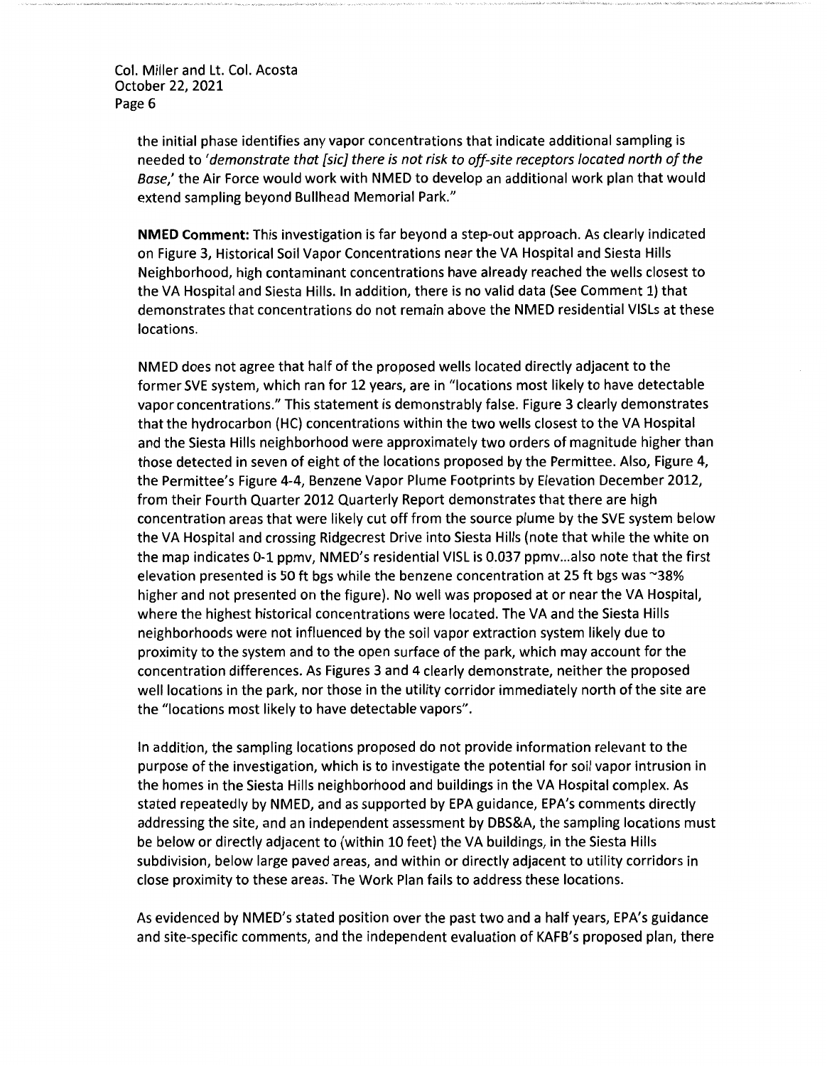the initial phase identifies any vapor concentrations that indicate additional sampling is needed to '*demonstrate that [sic] there is not risk to off-site receptors located north of the Base*,' the Air Force would work with NMED to develop an additional work plan that would extend sampling beyond Bullhead Memorial Park."

**NMED Comment:** This investigation is far beyond a step-out approach. As clearly indicated on Figure 3, Historical Soil Vapor Concentrations near the VA Hospital and Siesta Hills Neighborhood, high contaminant concentrations have already reached the wells closest to the VA Hospital and Siesta Hills. In addition, there is no valid data (See Comment 1) that demonstrates that concentrations do not remain above the NMED residential VISLs at these locations.

NMED does not agree that half of the proposed wells located directly adjacent to the former SVE system, which ran for 12 years, are in "locations most likely to have detectable vapor concentrations." This statement is demonstrably false. Figure 3 clearly demonstrates that the hydrocarbon (HC) concentrations within the two wells closest to the VA Hospital and the Siesta Hills neighborhood were approximately two orders of magnitude higher than those detected in seven of eight of the locations proposed by the Permittee. Also, Figure 4, the Permittee's Figure 4-4, Benzene Vapor Plume Footprints by Elevation December 2012, from their Fourth Quarter 2012 Quarterly Report demonstrates that there are high concentration areas that were likely cut off from the source plume by the SVE system below the VA Hospital and crossing Ridgecrest Drive into Siesta Hills (note that while the white on the map indicates 0-1 ppmv, NMED's residential VISL is 0.037 ppmv...also note that the first elevation presented is 50 ft bgs while the benzene concentration at 25 ft bgs was ~38% higher and not presented on the figure). No well was proposed at or near the VA Hospital, where the highest historical concentrations were located. The VA and the Siesta Hills neighborhoods were not influenced by the soil vapor extraction system likely due to proximity to the system and to the open surface of the park, which may account for the concentration differences. As Figures 3 and 4 clearly demonstrate, neither the proposed well locations in the park, nor those in the utility corridor immediately north of the site are the "locations most likely to have detectable vapors".

In addition, the sampling locations proposed do not provide information relevant to the purpose of the investigation, which is to investigate the potential for soil vapor intrusion in the homes in the Siesta Hills neighborhood and buildings in the VA Hospital complex. As stated repeatedly by NMED, and as supported by EPA guidance, EPA's comments directly addressing the site, and an independent assessment by DBS&A, the sampling locations must be below or directly adjacent to (within 10 feet) the VA buildings, in the Siesta Hills subdivision, below large paved areas, and within or directly adjacent to utility corridors in close proximity to these areas. The Work Plan fails to address these locations.

As evidenced by NMED's stated position over the past two and a half years, EPA's guidance and site-specific comments, and the independent evaluation of KAFB's proposed plan, there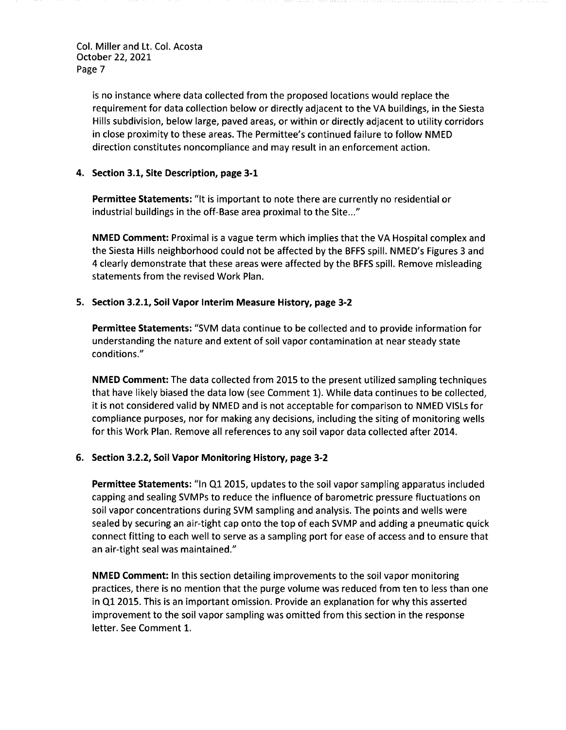is no instance where data collected from the proposed locations would replace the requirement for data collection below or directly adjacent to the VA buildings, in the Siesta Hills subdivision, below large, paved areas, or within or directly adjacent to utility corridors in close proximity to these areas. The Permittee's continued failure to follow NMED direction constitutes noncompliance and may result in an enforcement action.

4. **Section 3.1, Site Description, page 3-1**

   **Permittee Statements:** "It is important to note there are currently no residential or industrial buildings in the off-Base area proximal to the Site..."

   **NMED Comment:** Proximal is a vague term which implies that the VA Hospital complex and the Siesta Hills neighborhood could not be affected by the BFFS spill. NMED's Figures 3 and 4 clearly demonstrate that these areas were affected by the BFFS spill. Remove misleading statements from the revised Work Plan.

5. **Section 3.2.1, Soil Vapor Interim Measure History, page 3-2**

   **Permittee Statements:** "SVM data continue to be collected and to provide information for understanding the nature and extent of soil vapor contamination at near steady state conditions."

   **NMED Comment:** The data collected from 2015 to the present utilized sampling techniques that have likely biased the data low (see Comment 1). While data continues to be collected, it is not considered valid by NMED and is not acceptable for comparison to NMED VISLs for compliance purposes, nor for making any decisions, including the siting of monitoring wells for this Work Plan. Remove all references to any soil vapor data collected after 2014.

6. **Section 3.2.2, Soil Vapor Monitoring History, page 3-2**

   **Permittee Statements:** "In Q1 2015, updates to the soil vapor sampling apparatus included capping and sealing SVMPs to reduce the influence of barometric pressure fluctuations on soil vapor concentrations during SVM sampling and analysis. The points and wells were sealed by securing an air-tight cap onto the top of each SVMP and adding a pneumatic quick connect fitting to each well to serve as a sampling port for ease of access and to ensure that an air-tight seal was maintained."

   **NMED Comment:** In this section detailing improvements to the soil vapor monitoring practices, there is no mention that the purge volume was reduced from ten to less than one in Q1 2015. This is an important omission. Provide an explanation for why this asserted improvement to the soil vapor sampling was omitted from this section in the response letter. See Comment 1.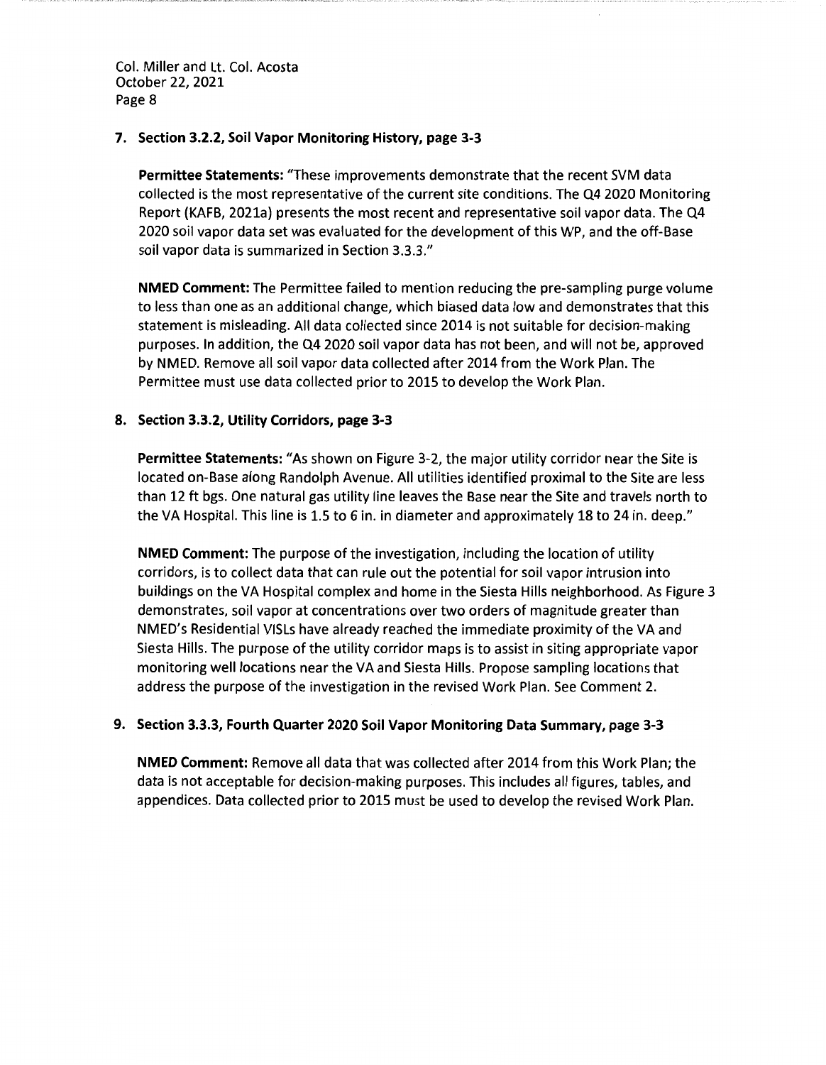**7. Section 3.2.2, Soil Vapor Monitoring History, page 3-3**

**Permittee Statements:** "These improvements demonstrate that the recent SVM data collected is the most representative of the current site conditions. The Q4 2020 Monitoring Report (KAFB, 2021a) presents the most recent and representative soil vapor data. The Q4 2020 soil vapor data set was evaluated for the development of this WP, and the off-Base soil vapor data is summarized in Section 3.3.3."

**NMED Comment:** The Permittee failed to mention reducing the pre-sampling purge volume to less than one as an additional change, which biased data low and demonstrates that this statement is misleading. All data collected since 2014 is not suitable for decision-making purposes. In addition, the Q4 2020 soil vapor data has not been, and will not be, approved by NMED. Remove all soil vapor data collected after 2014 from the Work Plan. The Permittee must use data collected prior to 2015 to develop the Work Plan.

**8. Section 3.3.2, Utility Corridors, page 3-3**

**Permittee Statements:** "As shown on Figure 3-2, the major utility corridor near the Site is located on-Base along Randolph Avenue. All utilities identified proximal to the Site are less than 12 ft bgs. One natural gas utility line leaves the Base near the Site and travels north to the VA Hospital. This line is 1.5 to 6 in. in diameter and approximately 18 to 24 in. deep."

**NMED Comment:** The purpose of the investigation, including the location of utility corridors, is to collect data that can rule out the potential for soil vapor intrusion into buildings on the VA Hospital complex and home in the Siesta Hills neighborhood. As Figure 3 demonstrates, soil vapor at concentrations over two orders of magnitude greater than NMED's Residential VISLs have already reached the immediate proximity of the VA and Siesta Hills. The purpose of the utility corridor maps is to assist in siting appropriate vapor monitoring well locations near the VA and Siesta Hills. Propose sampling locations that address the purpose of the investigation in the revised Work Plan. See Comment 2.

**9. Section 3.3.3, Fourth Quarter 2020 Soil Vapor Monitoring Data Summary, page 3-3**

**NMED Comment:** Remove all data that was collected after 2014 from this Work Plan; the data is not acceptable for decision-making purposes. This includes all figures, tables, and appendices. Data collected prior to 2015 must be used to develop the revised Work Plan.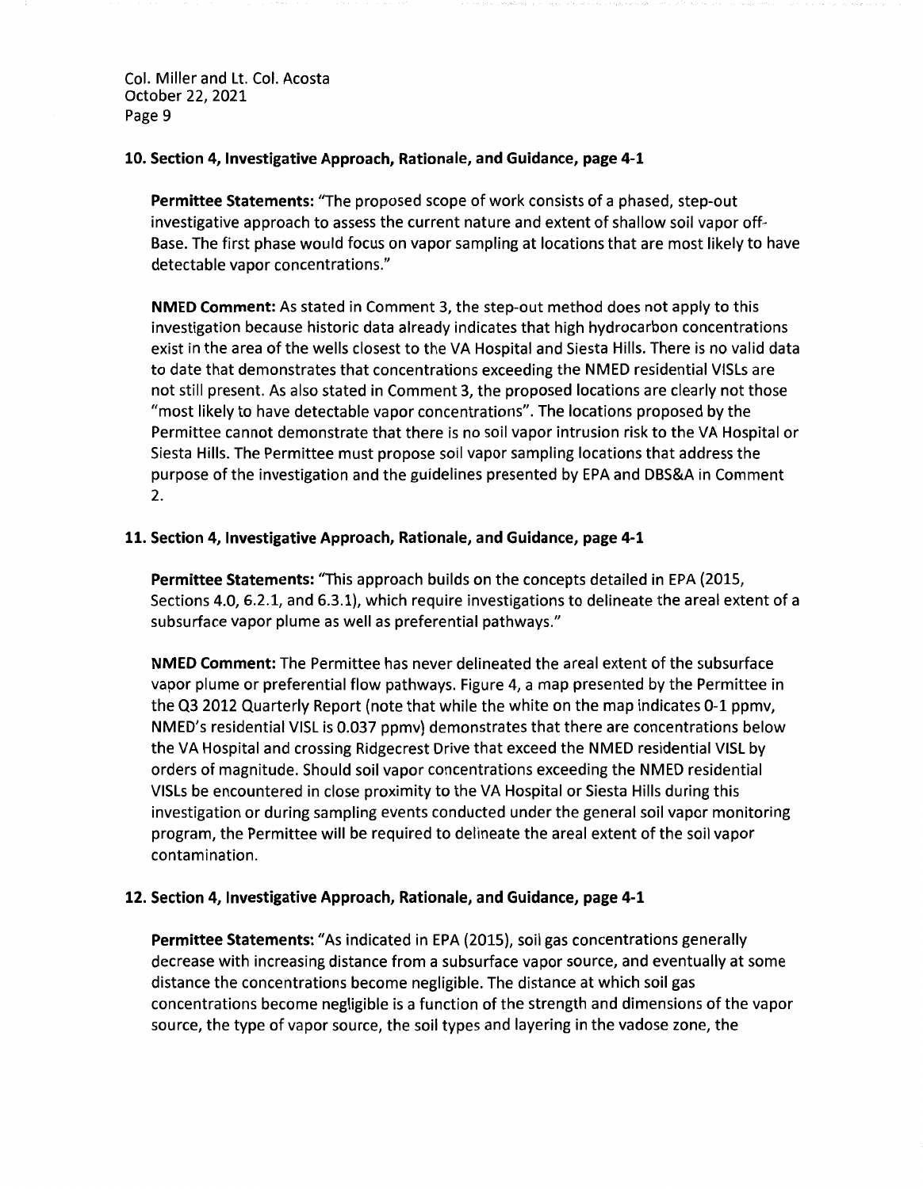**10. Section 4, Investigative Approach, Rationale, and Guidance, page 4-1**

**Permittee Statements:** "The proposed scope of work consists of a phased, step-out investigative approach to assess the current nature and extent of shallow soil vapor off-Base. The first phase would focus on vapor sampling at locations that are most likely to have detectable vapor concentrations."

**NMED Comment:** As stated in Comment 3, the step-out method does not apply to this investigation because historic data already indicates that high hydrocarbon concentrations exist in the area of the wells closest to the VA Hospital and Siesta Hills. There is no valid data to date that demonstrates that concentrations exceeding the NMED residential VISLs are not still present. As also stated in Comment 3, the proposed locations are clearly not those "most likely to have detectable vapor concentrations". The locations proposed by the Permittee cannot demonstrate that there is no soil vapor intrusion risk to the VA Hospital or Siesta Hills. The Permittee must propose soil vapor sampling locations that address the purpose of the investigation and the guidelines presented by EPA and DBS&A in Comment 2.

**11. Section 4, Investigative Approach, Rationale, and Guidance, page 4-1**

**Permittee Statements:** "This approach builds on the concepts detailed in EPA (2015, Sections 4.0, 6.2.1, and 6.3.1), which require investigations to delineate the areal extent of a subsurface vapor plume as well as preferential pathways."

**NMED Comment:** The Permittee has never delineated the areal extent of the subsurface vapor plume or preferential flow pathways. Figure 4, a map presented by the Permittee in the Q3 2012 Quarterly Report (note that while the white on the map indicates 0-1 ppmv, NMED's residential VISL is 0.037 ppmv) demonstrates that there are concentrations below the VA Hospital and crossing Ridgecrest Drive that exceed the NMED residential VISL by orders of magnitude. Should soil vapor concentrations exceeding the NMED residential VISLs be encountered in close proximity to the VA Hospital or Siesta Hills during this investigation or during sampling events conducted under the general soil vapor monitoring program, the Permittee will be required to delineate the areal extent of the soil vapor contamination.

**12. Section 4, Investigative Approach, Rationale, and Guidance, page 4-1**

**Permittee Statements:** "As indicated in EPA (2015), soil gas concentrations generally decrease with increasing distance from a subsurface vapor source, and eventually at some distance the concentrations become negligible. The distance at which soil gas concentrations become negligible is a function of the strength and dimensions of the vapor source, the type of vapor source, the soil types and layering in the vadose zone, the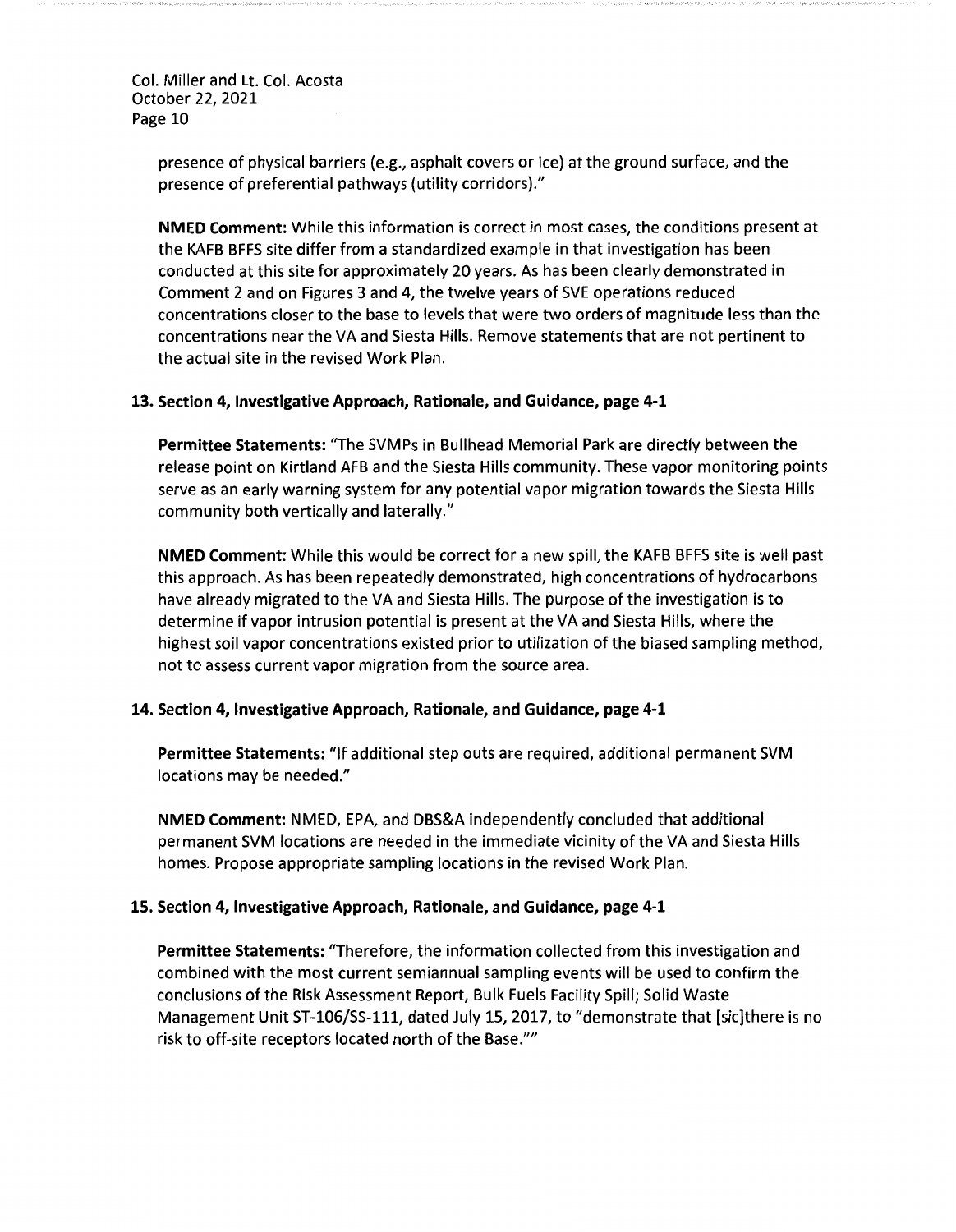presence of physical barriers (e.g., asphalt covers or ice) at the ground surface, and the presence of preferential pathways (utility corridors)."

**NMED Comment:** While this information is correct in most cases, the conditions present at the KAFB BFFS site differ from a standardized example in that investigation has been conducted at this site for approximately 20 years. As has been clearly demonstrated in Comment 2 and on Figures 3 and 4, the twelve years of SVE operations reduced concentrations closer to the base to levels that were two orders of magnitude less than the concentrations near the VA and Siesta Hills. Remove statements that are not pertinent to the actual site in the revised Work Plan.

**13. Section 4, Investigative Approach, Rationale, and Guidance, page 4-1**

**Permittee Statements:** "The SVMPs in Bullhead Memorial Park are directly between the release point on Kirtland AFB and the Siesta Hills community. These vapor monitoring points serve as an early warning system for any potential vapor migration towards the Siesta Hills community both vertically and laterally."

**NMED Comment:** While this would be correct for a new spill, the KAFB BFFS site is well past this approach. As has been repeatedly demonstrated, high concentrations of hydrocarbons have already migrated to the VA and Siesta Hills. The purpose of the investigation is to determine if vapor intrusion potential is present at the VA and Siesta Hills, where the highest soil vapor concentrations existed prior to utilization of the biased sampling method, not to assess current vapor migration from the source area.

**14. Section 4, Investigative Approach, Rationale, and Guidance, page 4-1**

**Permittee Statements:** "If additional step outs are required, additional permanent SVM locations may be needed."

**NMED Comment:** NMED, EPA, and DBS&A independently concluded that additional permanent SVM locations are needed in the immediate vicinity of the VA and Siesta Hills homes. Propose appropriate sampling locations in the revised Work Plan.

**15. Section 4, Investigative Approach, Rationale, and Guidance, page 4-1**

**Permittee Statements:** "Therefore, the information collected from this investigation and combined with the most current semiannual sampling events will be used to confirm the conclusions of the Risk Assessment Report, Bulk Fuels Facility Spill; Solid Waste Management Unit ST-106/SS-111, dated July 15, 2017, to "demonstrate that [sic]there is no risk to off-site receptors located north of the Base.""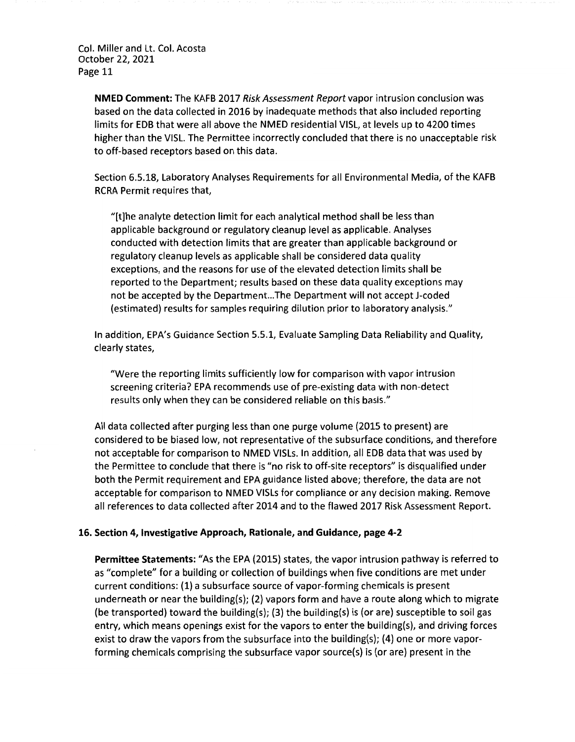**NMED Comment:** The KAFB 2017 *Risk Assessment Report* vapor intrusion conclusion was based on the data collected in 2016 by inadequate methods that also included reporting limits for EDB that were all above the NMED residential VISL, at levels up to 4200 times higher than the VISL. The Permittee incorrectly concluded that there is no unacceptable risk to off-based receptors based on this data.

Section 6.5.18, Laboratory Analyses Requirements for all Environmental Media, of the KAFB RCRA Permit requires that,

> "[t]he analyte detection limit for each analytical method shall be less than applicable background or regulatory cleanup level as applicable. Analyses conducted with detection limits that are greater than applicable background or regulatory cleanup levels as applicable shall be considered data quality exceptions, and the reasons for use of the elevated detection limits shall be reported to the Department; results based on these data quality exceptions may not be accepted by the Department...The Department will not accept J-coded (estimated) results for samples requiring dilution prior to laboratory analysis."

In addition, EPA's Guidance Section 5.5.1, Evaluate Sampling Data Reliability and Quality, clearly states,

> "Were the reporting limits sufficiently low for comparison with vapor intrusion screening criteria? EPA recommends use of pre-existing data with non-detect results only when they can be considered reliable on this basis."

All data collected after purging less than one purge volume (2015 to present) are considered to be biased low, not representative of the subsurface conditions, and therefore not acceptable for comparison to NMED VISLs. In addition, all EDB data that was used by the Permittee to conclude that there is "no risk to off-site receptors" is disqualified under both the Permit requirement and EPA guidance listed above; therefore, the data are not acceptable for comparison to NMED VISLs for compliance or any decision making. Remove all references to data collected after 2014 and to the flawed 2017 Risk Assessment Report.

**16. Section 4, Investigative Approach, Rationale, and Guidance, page 4-2**

**Permittee Statements:** "As the EPA (2015) states, the vapor intrusion pathway is referred to as "complete" for a building or collection of buildings when five conditions are met under current conditions: (1) a subsurface source of vapor-forming chemicals is present underneath or near the building(s); (2) vapors form and have a route along which to migrate (be transported) toward the building(s); (3) the building(s) is (or are) susceptible to soil gas entry, which means openings exist for the vapors to enter the building(s), and driving forces exist to draw the vapors from the subsurface into the building(s); (4) one or more vapor-forming chemicals comprising the subsurface vapor source(s) is (or are) present in the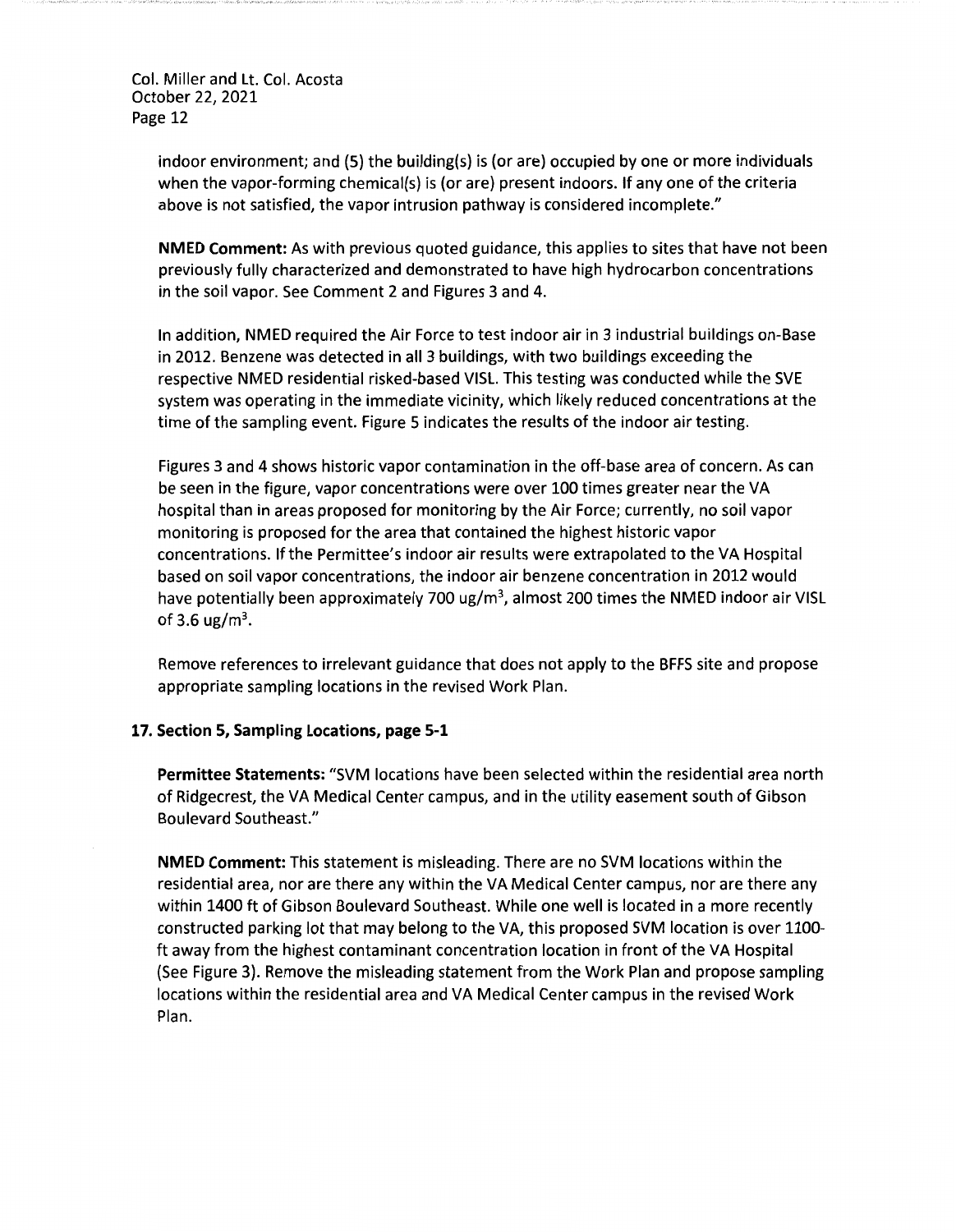indoor environment; and (5) the building(s) is (or are) occupied by one or more individuals when the vapor-forming chemical(s) is (or are) present indoors. If any one of the criteria above is not satisfied, the vapor intrusion pathway is considered incomplete."

**NMED Comment:** As with previous quoted guidance, this applies to sites that have not been previously fully characterized and demonstrated to have high hydrocarbon concentrations in the soil vapor. See Comment 2 and Figures 3 and 4.

In addition, NMED required the Air Force to test indoor air in 3 industrial buildings on-Base in 2012. Benzene was detected in all 3 buildings, with two buildings exceeding the respective NMED residential risked-based VISL. This testing was conducted while the SVE system was operating in the immediate vicinity, which likely reduced concentrations at the time of the sampling event. Figure 5 indicates the results of the indoor air testing.

Figures 3 and 4 shows historic vapor contamination in the off-base area of concern. As can be seen in the figure, vapor concentrations were over 100 times greater near the VA hospital than in areas proposed for monitoring by the Air Force; currently, no soil vapor monitoring is proposed for the area that contained the highest historic vapor concentrations. If the Permittee's indoor air results were extrapolated to the VA Hospital based on soil vapor concentrations, the indoor air benzene concentration in 2012 would have potentially been approximately 700 ug/m$^3$, almost 200 times the NMED indoor air VISL of 3.6 ug/m$^3$.

Remove references to irrelevant guidance that does not apply to the BFFS site and propose appropriate sampling locations in the revised Work Plan.

**17. Section 5, Sampling Locations, page 5-1**

**Permittee Statements:** "SVM locations have been selected within the residential area north of Ridgecrest, the VA Medical Center campus, and in the utility easement south of Gibson Boulevard Southeast."

**NMED Comment:** This statement is misleading. There are no SVM locations within the residential area, nor are there any within the VA Medical Center campus, nor are there any within 1400 ft of Gibson Boulevard Southeast. While one well is located in a more recently constructed parking lot that may belong to the VA, this proposed SVM location is over 1100-ft away from the highest contaminant concentration location in front of the VA Hospital (See Figure 3). Remove the misleading statement from the Work Plan and propose sampling locations within the residential area and VA Medical Center campus in the revised Work Plan.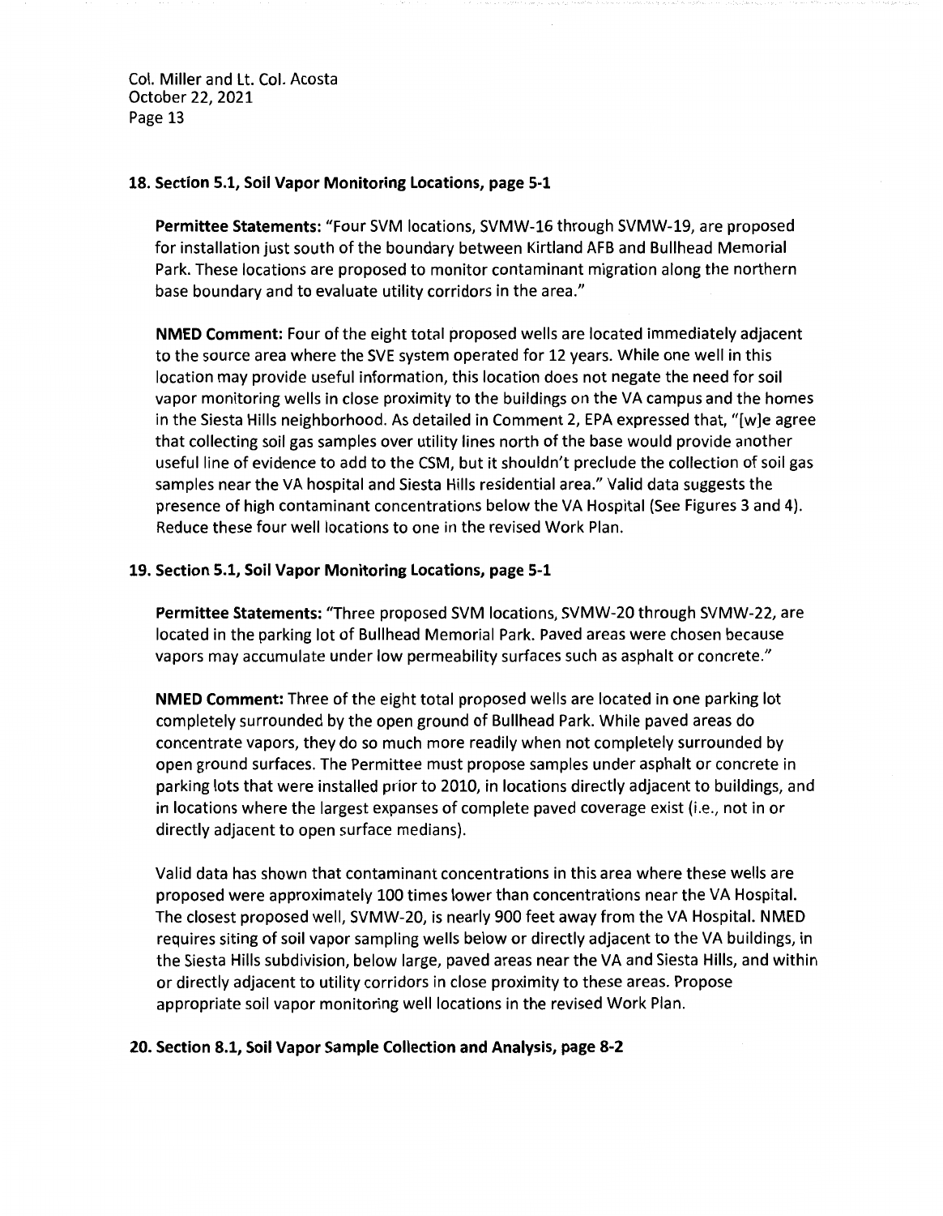**18. Section 5.1, Soil Vapor Monitoring Locations, page 5-1**

**Permittee Statements:** "Four SVM locations, SVMW-16 through SVMW-19, are proposed for installation just south of the boundary between Kirtland AFB and Bullhead Memorial Park. These locations are proposed to monitor contaminant migration along the northern base boundary and to evaluate utility corridors in the area."

**NMED Comment:** Four of the eight total proposed wells are located immediately adjacent to the source area where the SVE system operated for 12 years. While one well in this location may provide useful information, this location does not negate the need for soil vapor monitoring wells in close proximity to the buildings on the VA campus and the homes in the Siesta Hills neighborhood. As detailed in Comment 2, EPA expressed that, "[w]e agree that collecting soil gas samples over utility lines north of the base would provide another useful line of evidence to add to the CSM, but it shouldn't preclude the collection of soil gas samples near the VA hospital and Siesta Hills residential area." Valid data suggests the presence of high contaminant concentrations below the VA Hospital (See Figures 3 and 4). Reduce these four well locations to one in the revised Work Plan.

**19. Section 5.1, Soil Vapor Monitoring Locations, page 5-1**

**Permittee Statements:** "Three proposed SVM locations, SVMW-20 through SVMW-22, are located in the parking lot of Bullhead Memorial Park. Paved areas were chosen because vapors may accumulate under low permeability surfaces such as asphalt or concrete."

**NMED Comment:** Three of the eight total proposed wells are located in one parking lot completely surrounded by the open ground of Bullhead Park. While paved areas do concentrate vapors, they do so much more readily when not completely surrounded by open ground surfaces. The Permittee must propose samples under asphalt or concrete in parking lots that were installed prior to 2010, in locations directly adjacent to buildings, and in locations where the largest expanses of complete paved coverage exist (i.e., not in or directly adjacent to open surface medians).

Valid data has shown that contaminant concentrations in this area where these wells are proposed were approximately 100 times lower than concentrations near the VA Hospital. The closest proposed well, SVMW-20, is nearly 900 feet away from the VA Hospital. NMED requires siting of soil vapor sampling wells below or directly adjacent to the VA buildings, in the Siesta Hills subdivision, below large, paved areas near the VA and Siesta Hills, and within or directly adjacent to utility corridors in close proximity to these areas. Propose appropriate soil vapor monitoring well locations in the revised Work Plan.

**20. Section 8.1, Soil Vapor Sample Collection and Analysis, page 8-2**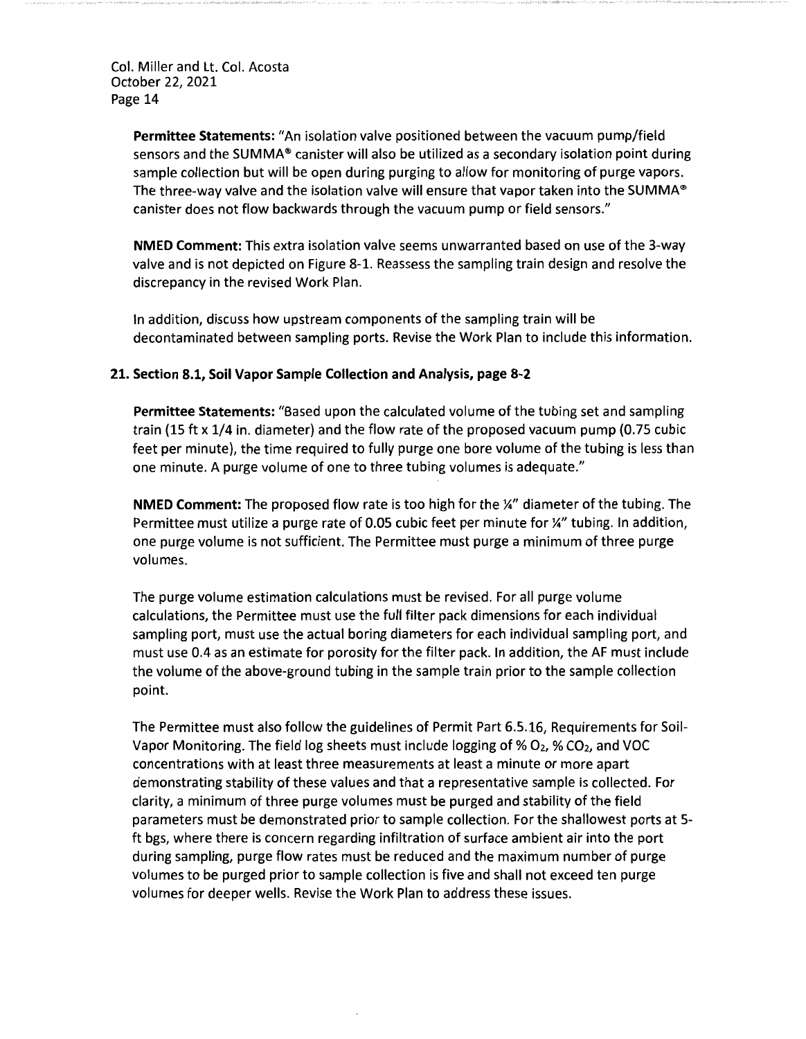**Permittee Statements:** "An isolation valve positioned between the vacuum pump/field sensors and the SUMMA® canister will also be utilized as a secondary isolation point during sample collection but will be open during purging to allow for monitoring of purge vapors. The three-way valve and the isolation valve will ensure that vapor taken into the SUMMA® canister does not flow backwards through the vacuum pump or field sensors."

**NMED Comment:** This extra isolation valve seems unwarranted based on use of the 3-way valve and is not depicted on Figure 8-1. Reassess the sampling train design and resolve the discrepancy in the revised Work Plan.

In addition, discuss how upstream components of the sampling train will be decontaminated between sampling ports. Revise the Work Plan to include this information.

### 21. Section 8.1, Soil Vapor Sample Collection and Analysis, page 8-2

**Permittee Statements:** "Based upon the calculated volume of the tubing set and sampling train (15 ft x 1/4 in. diameter) and the flow rate of the proposed vacuum pump (0.75 cubic feet per minute), the time required to fully purge one bore volume of the tubing is less than one minute. A purge volume of one to three tubing volumes is adequate."

**NMED Comment:** The proposed flow rate is too high for the ¼" diameter of the tubing. The Permittee must utilize a purge rate of 0.05 cubic feet per minute for ¼" tubing. In addition, one purge volume is not sufficient. The Permittee must purge a minimum of three purge volumes.

The purge volume estimation calculations must be revised. For all purge volume calculations, the Permittee must use the full filter pack dimensions for each individual sampling port, must use the actual boring diameters for each individual sampling port, and must use 0.4 as an estimate for porosity for the filter pack. In addition, the AF must include the volume of the above-ground tubing in the sample train prior to the sample collection point.

The Permittee must also follow the guidelines of Permit Part 6.5.16, Requirements for Soil-Vapor Monitoring. The field log sheets must include logging of % $O_2$, % $CO_2$, and VOC concentrations with at least three measurements at least a minute or more apart demonstrating stability of these values and that a representative sample is collected. For clarity, a minimum of three purge volumes must be purged and stability of the field parameters must be demonstrated prior to sample collection. For the shallowest ports at 5-ft bgs, where there is concern regarding infiltration of surface ambient air into the port during sampling, purge flow rates must be reduced and the maximum number of purge volumes to be purged prior to sample collection is five and shall not exceed ten purge volumes for deeper wells. Revise the Work Plan to address these issues.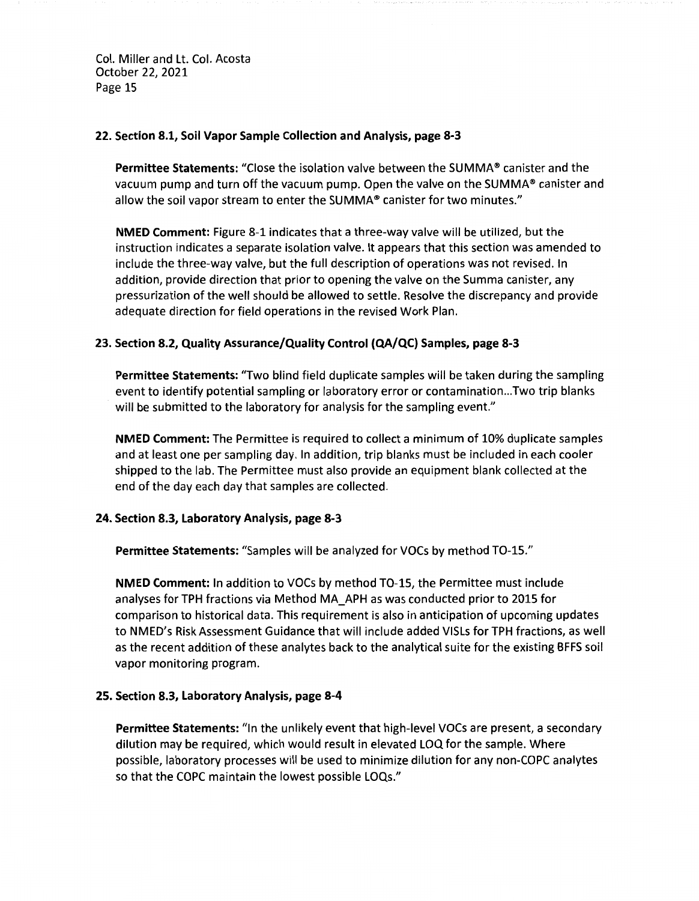**22. Section 8.1, Soil Vapor Sample Collection and Analysis, page 8-3**

**Permittee Statements:** "Close the isolation valve between the SUMMA® canister and the vacuum pump and turn off the vacuum pump. Open the valve on the SUMMA® canister and allow the soil vapor stream to enter the SUMMA® canister for two minutes."

**NMED Comment:** Figure 8-1 indicates that a three-way valve will be utilized, but the instruction indicates a separate isolation valve. It appears that this section was amended to include the three-way valve, but the full description of operations was not revised. In addition, provide direction that prior to opening the valve on the Summa canister, any pressurization of the well should be allowed to settle. Resolve the discrepancy and provide adequate direction for field operations in the revised Work Plan.

**23. Section 8.2, Quality Assurance/Quality Control (QA/QC) Samples, page 8-3**

**Permittee Statements:** "Two blind field duplicate samples will be taken during the sampling event to identify potential sampling or laboratory error or contamination...Two trip blanks will be submitted to the laboratory for analysis for the sampling event."

**NMED Comment:** The Permittee is required to collect a minimum of 10% duplicate samples and at least one per sampling day. In addition, trip blanks must be included in each cooler shipped to the lab. The Permittee must also provide an equipment blank collected at the end of the day each day that samples are collected.

**24. Section 8.3, Laboratory Analysis, page 8-3**

**Permittee Statements:** "Samples will be analyzed for VOCs by method TO-15."

**NMED Comment:** In addition to VOCs by method TO-15, the Permittee must include analyses for TPH fractions via Method MA_APH as was conducted prior to 2015 for comparison to historical data. This requirement is also in anticipation of upcoming updates to NMED's Risk Assessment Guidance that will include added VISLs for TPH fractions, as well as the recent addition of these analytes back to the analytical suite for the existing BFFS soil vapor monitoring program.

**25. Section 8.3, Laboratory Analysis, page 8-4**

**Permittee Statements:** "In the unlikely event that high-level VOCs are present, a secondary dilution may be required, which would result in elevated LOQ for the sample. Where possible, laboratory processes will be used to minimize dilution for any non-COPC analytes so that the COPC maintain the lowest possible LOQs."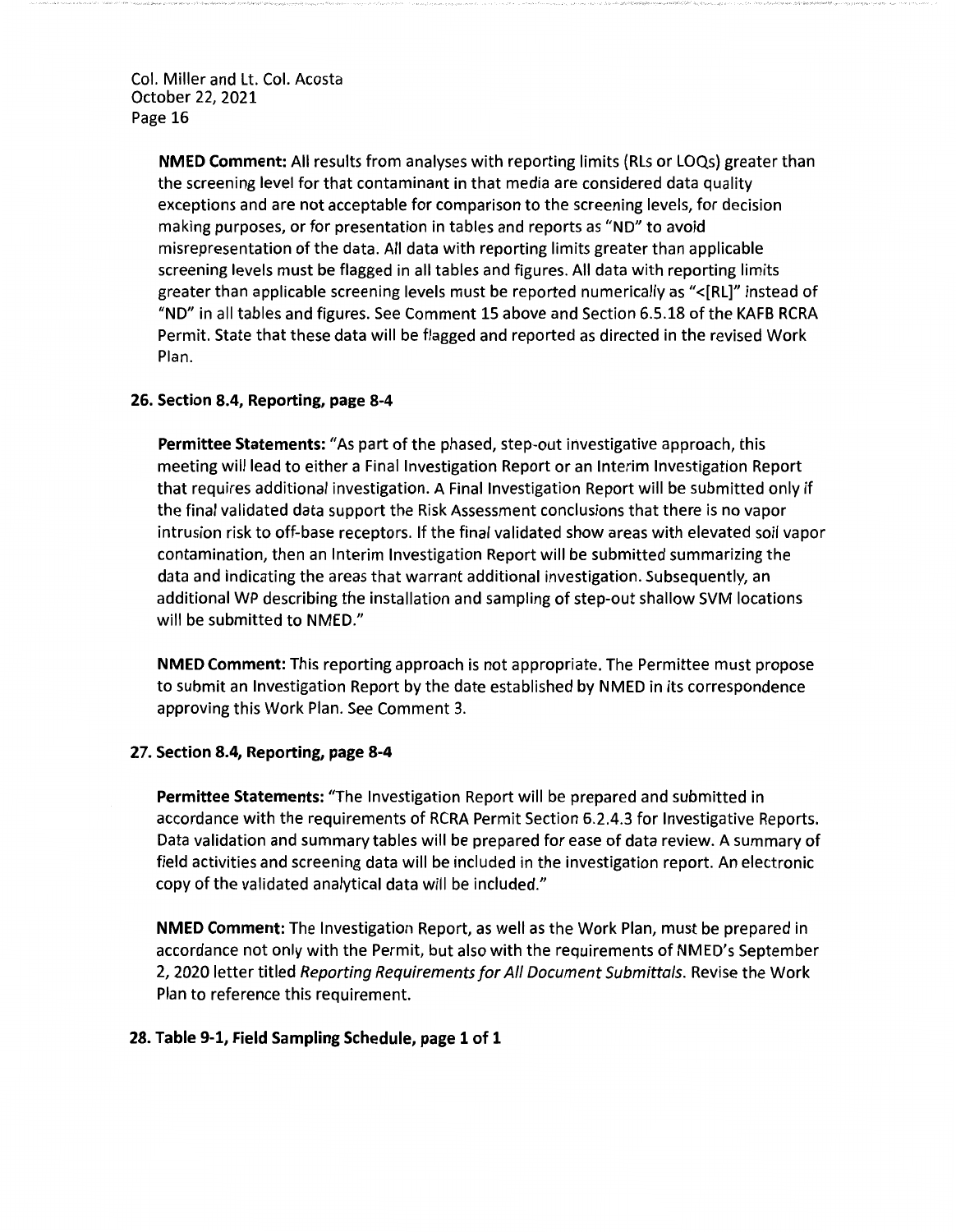**NMED Comment:** All results from analyses with reporting limits (RLs or LOQs) greater than the screening level for that contaminant in that media are considered data quality exceptions and are not acceptable for comparison to the screening levels, for decision making purposes, or for presentation in tables and reports as "ND" to avoid misrepresentation of the data. All data with reporting limits greater than applicable screening levels must be flagged in all tables and figures. All data with reporting limits greater than applicable screening levels must be reported numerically as "<[RL]" instead of "ND" in all tables and figures. See Comment 15 above and Section 6.5.18 of the KAFB RCRA Permit. State that these data will be flagged and reported as directed in the revised Work Plan.

**26. Section 8.4, Reporting, page 8-4**

**Permittee Statements:** "As part of the phased, step-out investigative approach, this meeting will lead to either a Final Investigation Report or an Interim Investigation Report that requires additional investigation. A Final Investigation Report will be submitted only if the final validated data support the Risk Assessment conclusions that there is no vapor intrusion risk to off-base receptors. If the final validated show areas with elevated soil vapor contamination, then an Interim Investigation Report will be submitted summarizing the data and indicating the areas that warrant additional investigation. Subsequently, an additional WP describing the installation and sampling of step-out shallow SVM locations will be submitted to NMED."

**NMED Comment:** This reporting approach is not appropriate. The Permittee must propose to submit an Investigation Report by the date established by NMED in its correspondence approving this Work Plan. See Comment 3.

**27. Section 8.4, Reporting, page 8-4**

**Permittee Statements:** "The Investigation Report will be prepared and submitted in accordance with the requirements of RCRA Permit Section 6.2.4.3 for Investigative Reports. Data validation and summary tables will be prepared for ease of data review. A summary of field activities and screening data will be included in the investigation report. An electronic copy of the validated analytical data will be included."

**NMED Comment:** The Investigation Report, as well as the Work Plan, must be prepared in accordance not only with the Permit, but also with the requirements of NMED's September 2, 2020 letter titled *Reporting Requirements for All Document Submittals*. Revise the Work Plan to reference this requirement.

**28. Table 9-1, Field Sampling Schedule, page 1 of 1**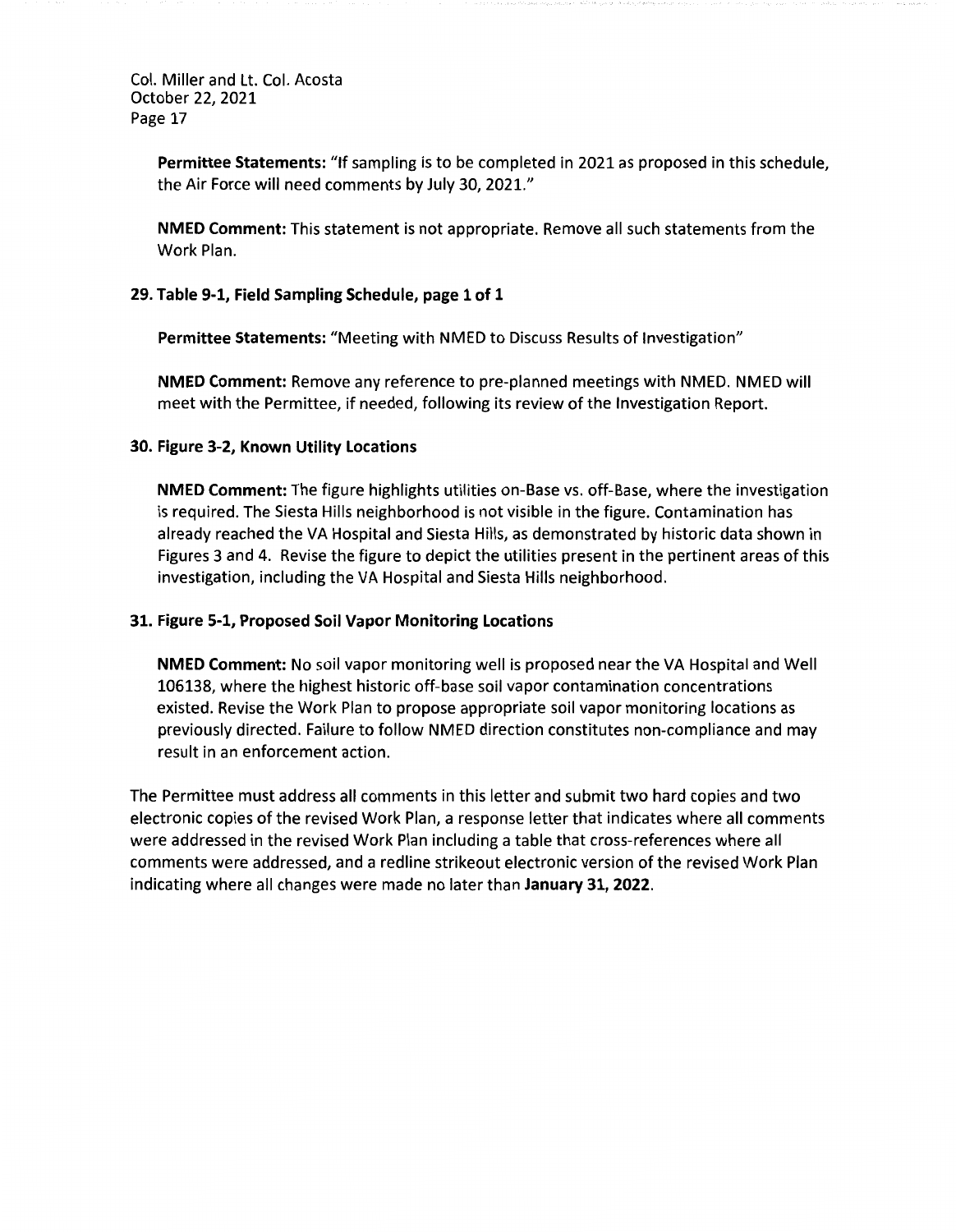**Permittee Statements:** "If sampling is to be completed in 2021 as proposed in this schedule, the Air Force will need comments by July 30, 2021."

**NMED Comment:** This statement is not appropriate. Remove all such statements from the Work Plan.

**29. Table 9-1, Field Sampling Schedule, page 1 of 1**

**Permittee Statements:** "Meeting with NMED to Discuss Results of Investigation"

**NMED Comment:** Remove any reference to pre-planned meetings with NMED. NMED will meet with the Permittee, if needed, following its review of the Investigation Report.

**30. Figure 3-2, Known Utility Locations**

**NMED Comment:** The figure highlights utilities on-Base vs. off-Base, where the investigation is required. The Siesta Hills neighborhood is not visible in the figure. Contamination has already reached the VA Hospital and Siesta Hills, as demonstrated by historic data shown in Figures 3 and 4. Revise the figure to depict the utilities present in the pertinent areas of this investigation, including the VA Hospital and Siesta Hills neighborhood.

**31. Figure 5-1, Proposed Soil Vapor Monitoring Locations**

**NMED Comment:** No soil vapor monitoring well is proposed near the VA Hospital and Well 106138, where the highest historic off-base soil vapor contamination concentrations existed. Revise the Work Plan to propose appropriate soil vapor monitoring locations as previously directed. Failure to follow NMED direction constitutes non-compliance and may result in an enforcement action.

The Permittee must address all comments in this letter and submit two hard copies and two electronic copies of the revised Work Plan, a response letter that indicates where all comments were addressed in the revised Work Plan including a table that cross-references where all comments were addressed, and a redline strikeout electronic version of the revised Work Plan indicating where all changes were made no later than **January 31, 2022**.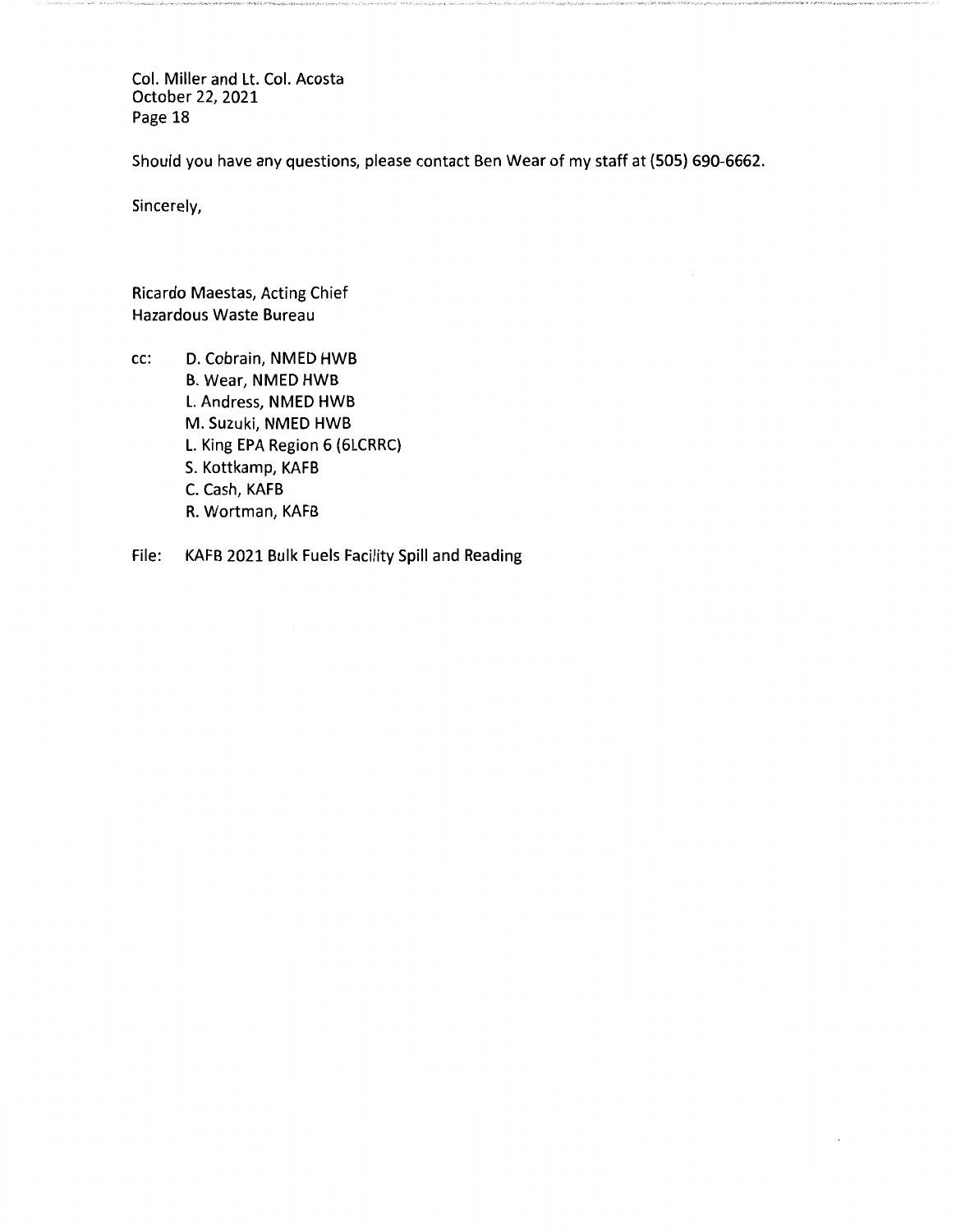Should you have any questions, please contact Ben Wear of my staff at (505) 690-6662.

Sincerely,

Ricardo Maestas, Acting Chief
Hazardous Waste Bureau

cc: D. Cobrain, NMED HWB
B. Wear, NMED HWB
L. Andress, NMED HWB
M. Suzuki, NMED HWB
L. King EPA Region 6 (6LCRRC)
S. Kottkamp, KAFB
C. Cash, KAFB
R. Wortman, KAFB

File: KAFB 2021 Bulk Fuels Facility Spill and Reading